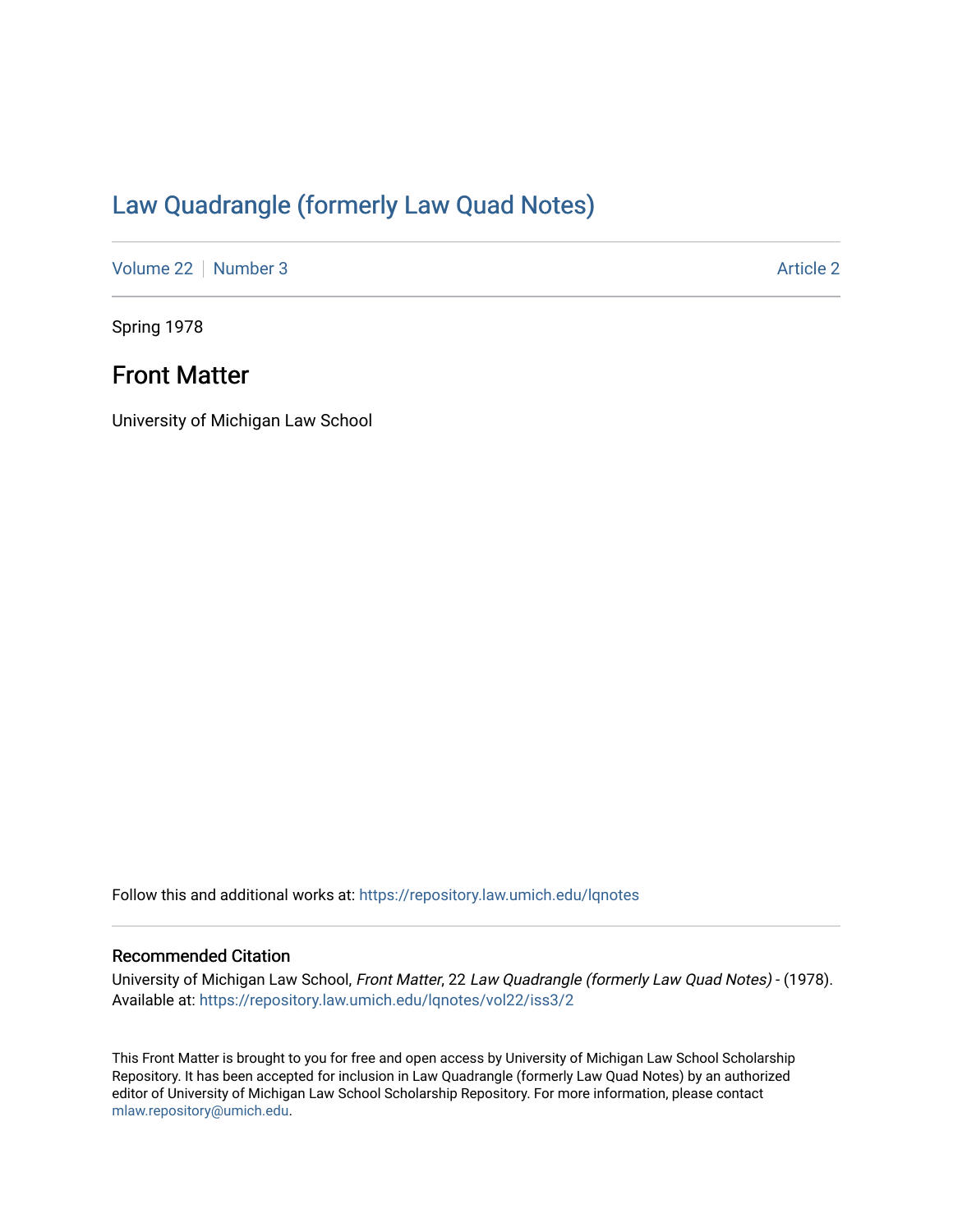# Law Quadrangle (formerly Law Quad Notes)

Volume 22 | Number 3 | Article 2

Spring 1978

## Front Matter

University of Michigan Law School

Follow this and additional works at: https://repository.law.umich.edu/lqnotes

### Recommended Citation

University of Michigan Law School, *Front Matter*, 22 *Law Quadrangle (formerly Law Quad Notes)* - (1978).
Available at: https://repository.law.umich.edu/lqnotes/vol22/iss3/2

This Front Matter is brought to you for free and open access by University of Michigan Law School Scholarship Repository. It has been accepted for inclusion in Law Quadrangle (formerly Law Quad Notes) by an authorized editor of University of Michigan Law School Scholarship Repository. For more information, please contact mlaw.repository@umich.edu.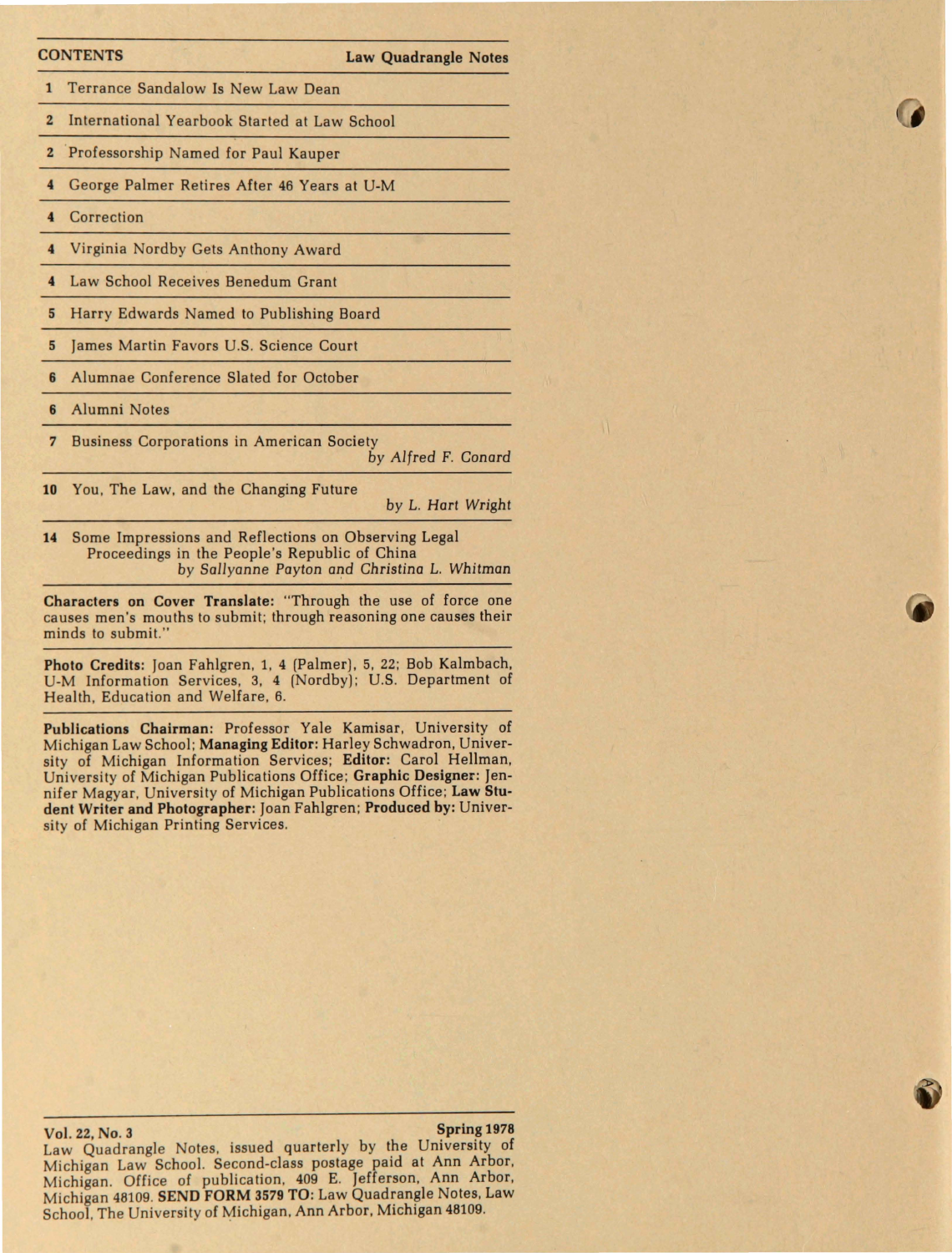## CONTENTS — Law Quadrangle Notes

| | |
|---|---|
| 1 | Terrance Sandalow Is New Law Dean |
| 2 | International Yearbook Started at Law School |
| 2 | Professorship Named for Paul Kauper |
| 4 | George Palmer Retires After 46 Years at U-M |
| 4 | Correction |
| 4 | Virginia Nordby Gets Anthony Award |
| 4 | Law School Receives Benedum Grant |
| 5 | Harry Edwards Named to Publishing Board |
| 5 | James Martin Favors U.S. Science Court |
| 6 | Alumnae Conference Slated for October |
| 6 | Alumni Notes |
| 7 | Business Corporations in American Society *by Alfred F. Conard* |
| 10 | You, The Law, and the Changing Future *by L. Hart Wright* |
| 14 | Some Impressions and Reflections on Observing Legal Proceedings in the People's Republic of China *by Sallyanne Payton and Christina L. Whitman* |

**Characters on Cover Translate:** "Through the use of force one causes men's mouths to submit; through reasoning one causes their minds to submit."

**Photo Credits:** Joan Fahlgren, 1, 4 (Palmer), 5, 22; Bob Kalmbach, U-M Information Services, 3, 4 (Nordby); U.S. Department of Health, Education and Welfare, 6.

**Publications Chairman:** Professor Yale Kamisar, University of Michigan Law School; **Managing Editor:** Harley Schwadron, University of Michigan Information Services; **Editor:** Carol Hellman, University of Michigan Publications Office; **Graphic Designer:** Jennifer Magyar, University of Michigan Publications Office; **Law Student Writer and Photographer:** Joan Fahlgren; **Produced by:** University of Michigan Printing Services.

**Vol. 22, No. 3** **Spring 1978**

Law Quadrangle Notes, issued quarterly by the University of Michigan Law School. Second-class postage paid at Ann Arbor, Michigan. Office of publication, 409 E. Jefferson, Ann Arbor, Michigan 48109. **SEND FORM 3579 TO:** Law Quadrangle Notes, Law School, The University of Michigan, Ann Arbor, Michigan 48109.